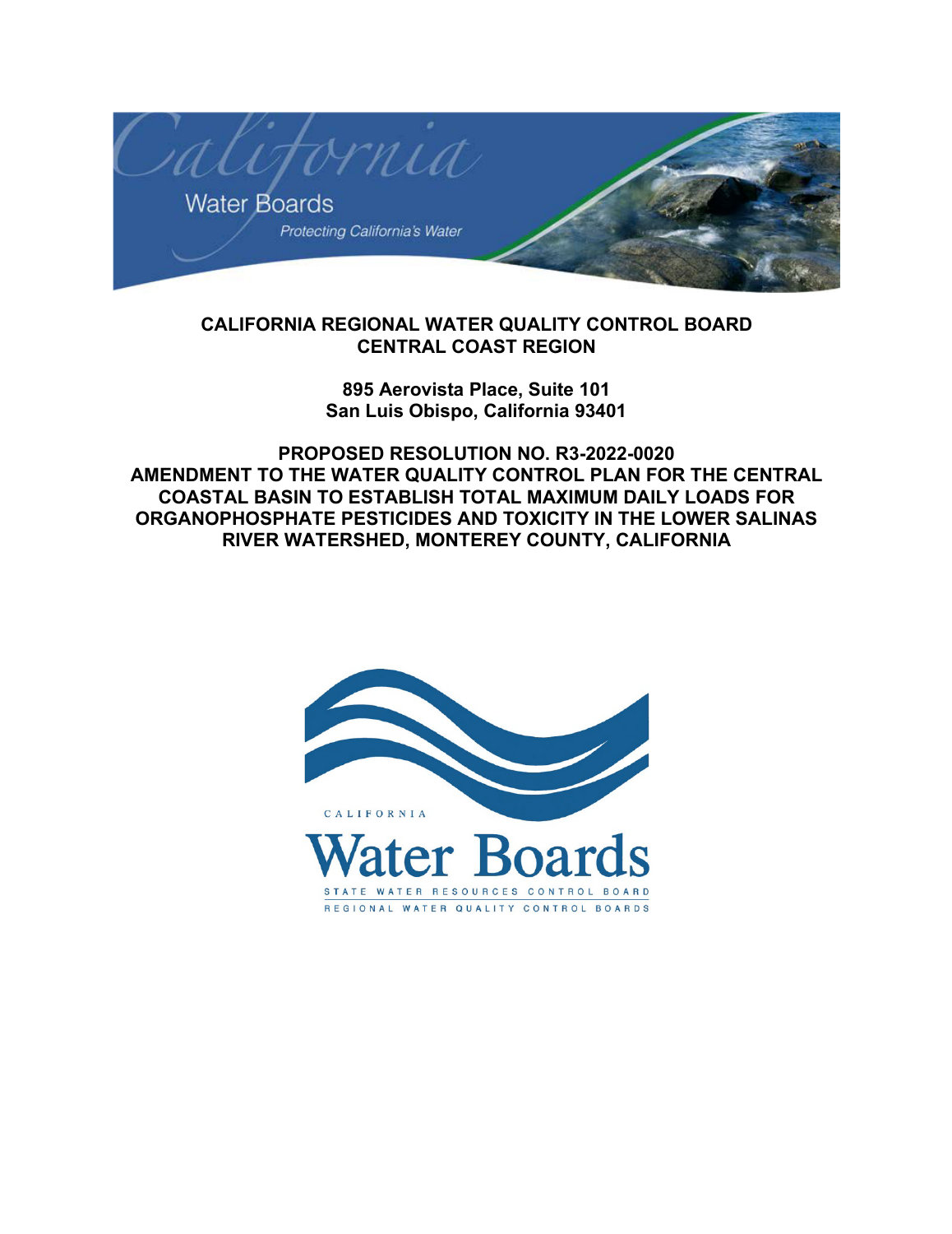**CALIFORNIA REGIONAL WATER QUALITY CONTROL BOARD**
**CENTRAL COAST REGION**

**895 Aerovista Place, Suite 101**
**San Luis Obispo, California 93401**

# PROPOSED RESOLUTION NO. R3-2022-0020
# AMENDMENT TO THE WATER QUALITY CONTROL PLAN FOR THE CENTRAL COASTAL BASIN TO ESTABLISH TOTAL MAXIMUM DAILY LOADS FOR ORGANOPHOSPHATE PESTICIDES AND TOXICITY IN THE LOWER SALINAS RIVER WATERSHED, MONTEREY COUNTY, CALIFORNIA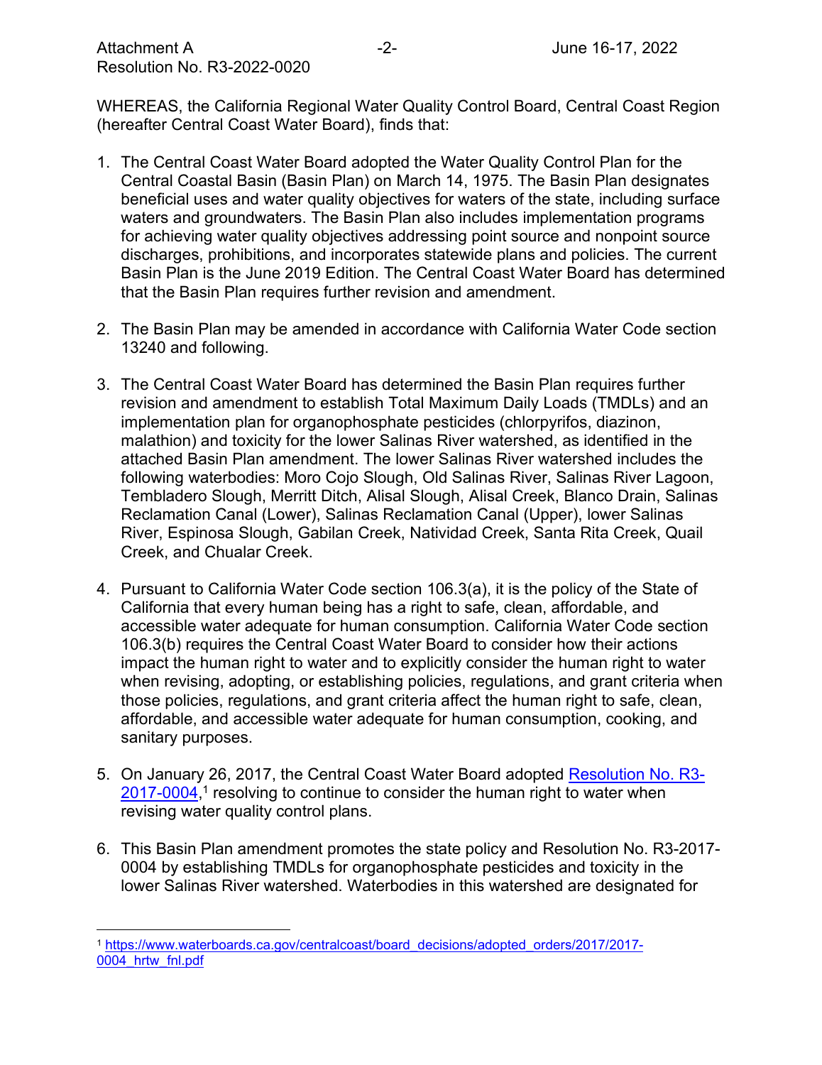WHEREAS, the California Regional Water Quality Control Board, Central Coast Region (hereafter Central Coast Water Board), finds that:

1. The Central Coast Water Board adopted the Water Quality Control Plan for the Central Coastal Basin (Basin Plan) on March 14, 1975. The Basin Plan designates beneficial uses and water quality objectives for waters of the state, including surface waters and groundwaters. The Basin Plan also includes implementation programs for achieving water quality objectives addressing point source and nonpoint source discharges, prohibitions, and incorporates statewide plans and policies. The current Basin Plan is the June 2019 Edition. The Central Coast Water Board has determined that the Basin Plan requires further revision and amendment.

2. The Basin Plan may be amended in accordance with California Water Code section 13240 and following.

3. The Central Coast Water Board has determined the Basin Plan requires further revision and amendment to establish Total Maximum Daily Loads (TMDLs) and an implementation plan for organophosphate pesticides (chlorpyrifos, diazinon, malathion) and toxicity for the lower Salinas River watershed, as identified in the attached Basin Plan amendment. The lower Salinas River watershed includes the following waterbodies: Moro Cojo Slough, Old Salinas River, Salinas River Lagoon, Tembladero Slough, Merritt Ditch, Alisal Slough, Alisal Creek, Blanco Drain, Salinas Reclamation Canal (Lower), Salinas Reclamation Canal (Upper), lower Salinas River, Espinosa Slough, Gabilan Creek, Natividad Creek, Santa Rita Creek, Quail Creek, and Chualar Creek.

4. Pursuant to California Water Code section 106.3(a), it is the policy of the State of California that every human being has a right to safe, clean, affordable, and accessible water adequate for human consumption. California Water Code section 106.3(b) requires the Central Coast Water Board to consider how their actions impact the human right to water and to explicitly consider the human right to water when revising, adopting, or establishing policies, regulations, and grant criteria when those policies, regulations, and grant criteria affect the human right to safe, clean, affordable, and accessible water adequate for human consumption, cooking, and sanitary purposes.

5. On January 26, 2017, the Central Coast Water Board adopted [Resolution No. R3-2017-0004](https://www.waterboards.ca.gov/centralcoast/board_decisions/adopted_orders/2017/2017-0004_hrtw_fnl.pdf),[1] resolving to continue to consider the human right to water when revising water quality control plans.

6. This Basin Plan amendment promotes the state policy and Resolution No. R3-2017-0004 by establishing TMDLs for organophosphate pesticides and toxicity in the lower Salinas River watershed. Waterbodies in this watershed are designated for

[1] https://www.waterboards.ca.gov/centralcoast/board_decisions/adopted_orders/2017/2017-0004_hrtw_fnl.pdf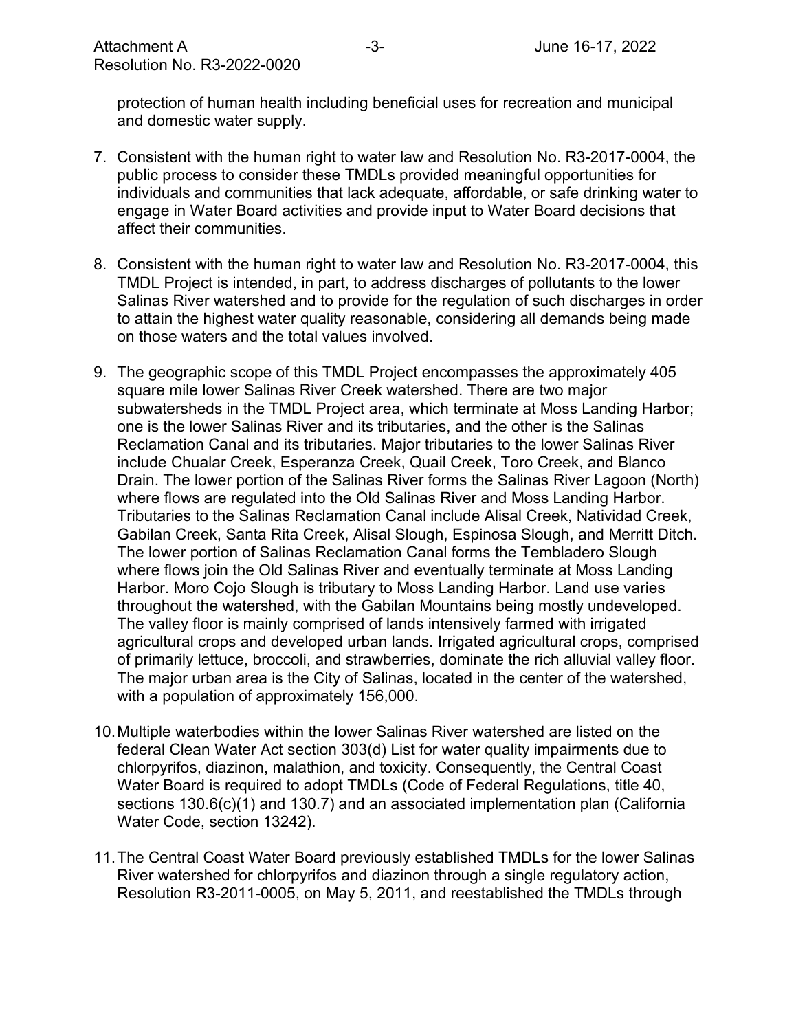protection of human health including beneficial uses for recreation and municipal and domestic water supply.

7. Consistent with the human right to water law and Resolution No. R3-2017-0004, the public process to consider these TMDLs provided meaningful opportunities for individuals and communities that lack adequate, affordable, or safe drinking water to engage in Water Board activities and provide input to Water Board decisions that affect their communities.

8. Consistent with the human right to water law and Resolution No. R3-2017-0004, this TMDL Project is intended, in part, to address discharges of pollutants to the lower Salinas River watershed and to provide for the regulation of such discharges in order to attain the highest water quality reasonable, considering all demands being made on those waters and the total values involved.

9. The geographic scope of this TMDL Project encompasses the approximately 405 square mile lower Salinas River Creek watershed. There are two major subwatersheds in the TMDL Project area, which terminate at Moss Landing Harbor; one is the lower Salinas River and its tributaries, and the other is the Salinas Reclamation Canal and its tributaries. Major tributaries to the lower Salinas River include Chualar Creek, Esperanza Creek, Quail Creek, Toro Creek, and Blanco Drain. The lower portion of the Salinas River forms the Salinas River Lagoon (North) where flows are regulated into the Old Salinas River and Moss Landing Harbor. Tributaries to the Salinas Reclamation Canal include Alisal Creek, Natividad Creek, Gabilan Creek, Santa Rita Creek, Alisal Slough, Espinosa Slough, and Merritt Ditch. The lower portion of Salinas Reclamation Canal forms the Tembladero Slough where flows join the Old Salinas River and eventually terminate at Moss Landing Harbor. Moro Cojo Slough is tributary to Moss Landing Harbor. Land use varies throughout the watershed, with the Gabilan Mountains being mostly undeveloped. The valley floor is mainly comprised of lands intensively farmed with irrigated agricultural crops and developed urban lands. Irrigated agricultural crops, comprised of primarily lettuce, broccoli, and strawberries, dominate the rich alluvial valley floor. The major urban area is the City of Salinas, located in the center of the watershed, with a population of approximately 156,000.

10. Multiple waterbodies within the lower Salinas River watershed are listed on the federal Clean Water Act section 303(d) List for water quality impairments due to chlorpyrifos, diazinon, malathion, and toxicity. Consequently, the Central Coast Water Board is required to adopt TMDLs (Code of Federal Regulations, title 40, sections 130.6(c)(1) and 130.7) and an associated implementation plan (California Water Code, section 13242).

11. The Central Coast Water Board previously established TMDLs for the lower Salinas River watershed for chlorpyrifos and diazinon through a single regulatory action, Resolution R3-2011-0005, on May 5, 2011, and reestablished the TMDLs through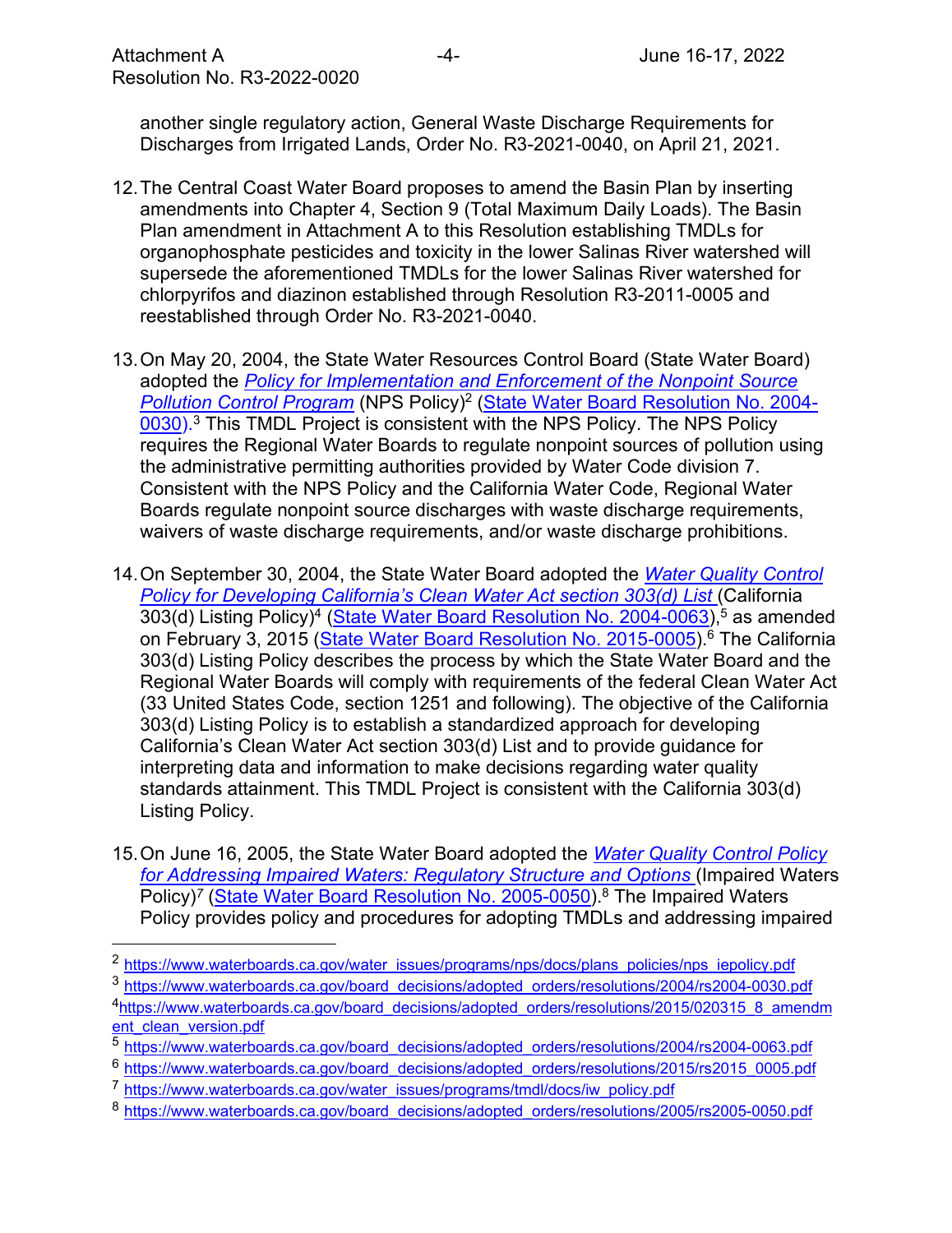another single regulatory action, General Waste Discharge Requirements for Discharges from Irrigated Lands, Order No. R3-2021-0040, on April 21, 2021.

12. The Central Coast Water Board proposes to amend the Basin Plan by inserting amendments into Chapter 4, Section 9 (Total Maximum Daily Loads). The Basin Plan amendment in Attachment A to this Resolution establishing TMDLs for organophosphate pesticides and toxicity in the lower Salinas River watershed will supersede the aforementioned TMDLs for the lower Salinas River watershed for chlorpyrifos and diazinon established through Resolution R3-2011-0005 and reestablished through Order No. R3-2021-0040.

13. On May 20, 2004, the State Water Resources Control Board (State Water Board) adopted the *Policy for Implementation and Enforcement of the Nonpoint Source Pollution Control Program* (NPS Policy)[2] (State Water Board Resolution No. 2004-0030).[3] This TMDL Project is consistent with the NPS Policy. The NPS Policy requires the Regional Water Boards to regulate nonpoint sources of pollution using the administrative permitting authorities provided by Water Code division 7. Consistent with the NPS Policy and the California Water Code, Regional Water Boards regulate nonpoint source discharges with waste discharge requirements, waivers of waste discharge requirements, and/or waste discharge prohibitions.

14. On September 30, 2004, the State Water Board adopted the *Water Quality Control Policy for Developing California's Clean Water Act section 303(d) List* (California 303(d) Listing Policy)[4] (State Water Board Resolution No. 2004-0063),[5] as amended on February 3, 2015 (State Water Board Resolution No. 2015-0005).[6] The California 303(d) Listing Policy describes the process by which the State Water Board and the Regional Water Boards will comply with requirements of the federal Clean Water Act (33 United States Code, section 1251 and following). The objective of the California 303(d) Listing Policy is to establish a standardized approach for developing California's Clean Water Act section 303(d) List and to provide guidance for interpreting data and information to make decisions regarding water quality standards attainment. This TMDL Project is consistent with the California 303(d) Listing Policy.

15. On June 16, 2005, the State Water Board adopted the *Water Quality Control Policy for Addressing Impaired Waters: Regulatory Structure and Options* (Impaired Waters Policy)[7] (State Water Board Resolution No. 2005-0050).[8] The Impaired Waters Policy provides policy and procedures for adopting TMDLs and addressing impaired

---

[2] https://www.waterboards.ca.gov/water_issues/programs/nps/docs/plans_policies/nps_iepolicy.pdf

[3] https://www.waterboards.ca.gov/board_decisions/adopted_orders/resolutions/2004/rs2004-0030.pdf

[4] https://www.waterboards.ca.gov/board_decisions/adopted_orders/resolutions/2015/020315_8_amendment_clean_version.pdf

[5] https://www.waterboards.ca.gov/board_decisions/adopted_orders/resolutions/2004/rs2004-0063.pdf

[6] https://www.waterboards.ca.gov/board_decisions/adopted_orders/resolutions/2015/rs2015_0005.pdf

[7] https://www.waterboards.ca.gov/water_issues/programs/tmdl/docs/iw_policy.pdf

[8] https://www.waterboards.ca.gov/board_decisions/adopted_orders/resolutions/2005/rs2005-0050.pdf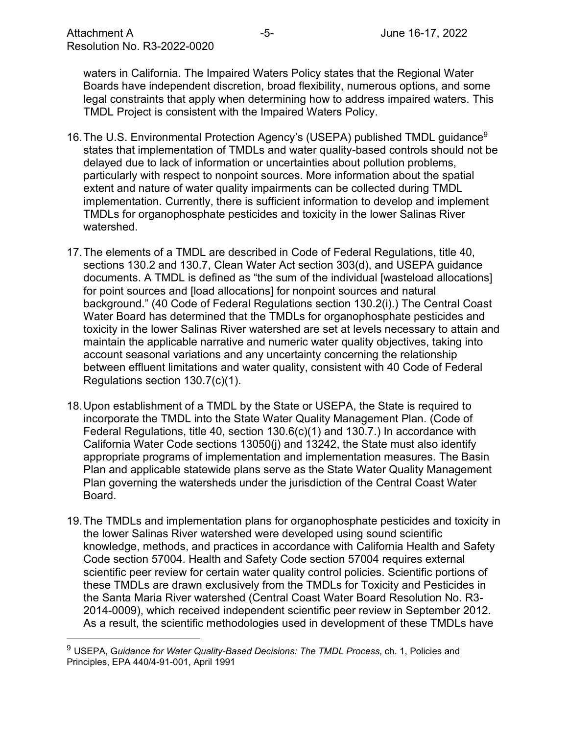waters in California. The Impaired Waters Policy states that the Regional Water Boards have independent discretion, broad flexibility, numerous options, and some legal constraints that apply when determining how to address impaired waters. This TMDL Project is consistent with the Impaired Waters Policy.

16. The U.S. Environmental Protection Agency's (USEPA) published TMDL guidance[9] states that implementation of TMDLs and water quality-based controls should not be delayed due to lack of information or uncertainties about pollution problems, particularly with respect to nonpoint sources. More information about the spatial extent and nature of water quality impairments can be collected during TMDL implementation. Currently, there is sufficient information to develop and implement TMDLs for organophosphate pesticides and toxicity in the lower Salinas River watershed.

17. The elements of a TMDL are described in Code of Federal Regulations, title 40, sections 130.2 and 130.7, Clean Water Act section 303(d), and USEPA guidance documents. A TMDL is defined as "the sum of the individual [wasteload allocations] for point sources and [load allocations] for nonpoint sources and natural background." (40 Code of Federal Regulations section 130.2(i).) The Central Coast Water Board has determined that the TMDLs for organophosphate pesticides and toxicity in the lower Salinas River watershed are set at levels necessary to attain and maintain the applicable narrative and numeric water quality objectives, taking into account seasonal variations and any uncertainty concerning the relationship between effluent limitations and water quality, consistent with 40 Code of Federal Regulations section 130.7(c)(1).

18. Upon establishment of a TMDL by the State or USEPA, the State is required to incorporate the TMDL into the State Water Quality Management Plan. (Code of Federal Regulations, title 40, section 130.6(c)(1) and 130.7.) In accordance with California Water Code sections 13050(j) and 13242, the State must also identify appropriate programs of implementation and implementation measures. The Basin Plan and applicable statewide plans serve as the State Water Quality Management Plan governing the watersheds under the jurisdiction of the Central Coast Water Board.

19. The TMDLs and implementation plans for organophosphate pesticides and toxicity in the lower Salinas River watershed were developed using sound scientific knowledge, methods, and practices in accordance with California Health and Safety Code section 57004. Health and Safety Code section 57004 requires external scientific peer review for certain water quality control policies. Scientific portions of these TMDLs are drawn exclusively from the TMDLs for Toxicity and Pesticides in the Santa Maria River watershed (Central Coast Water Board Resolution No. R3-2014-0009), which received independent scientific peer review in September 2012. As a result, the scientific methodologies used in development of these TMDLs have

---

[9] USEPA, *Guidance for Water Quality-Based Decisions: The TMDL Process*, ch. 1, Policies and Principles, EPA 440/4-91-001, April 1991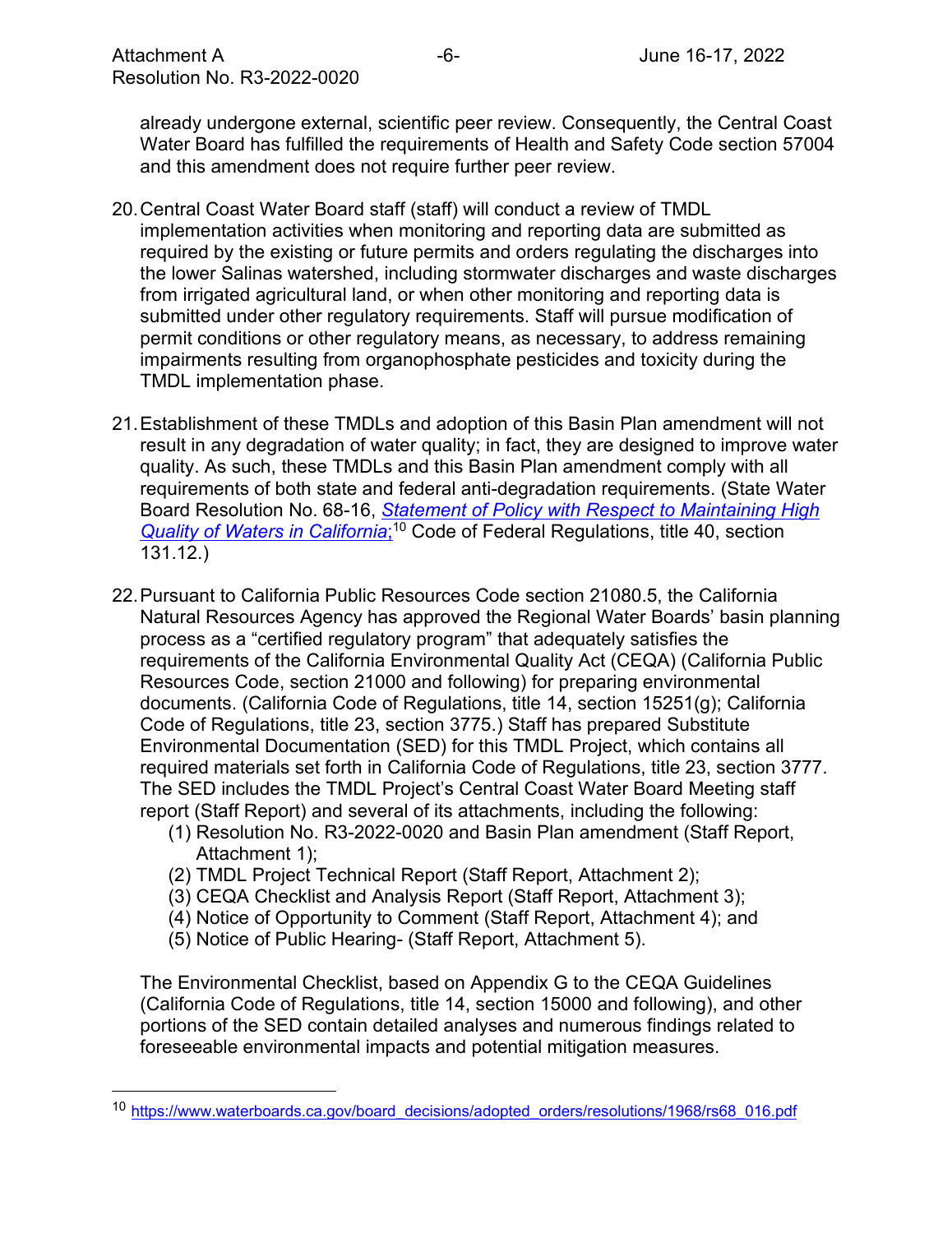already undergone external, scientific peer review. Consequently, the Central Coast Water Board has fulfilled the requirements of Health and Safety Code section 57004 and this amendment does not require further peer review.

20. Central Coast Water Board staff (staff) will conduct a review of TMDL implementation activities when monitoring and reporting data are submitted as required by the existing or future permits and orders regulating the discharges into the lower Salinas watershed, including stormwater discharges and waste discharges from irrigated agricultural land, or when other monitoring and reporting data is submitted under other regulatory requirements. Staff will pursue modification of permit conditions or other regulatory means, as necessary, to address remaining impairments resulting from organophosphate pesticides and toxicity during the TMDL implementation phase.

21. Establishment of these TMDLs and adoption of this Basin Plan amendment will not result in any degradation of water quality; in fact, they are designed to improve water quality. As such, these TMDLs and this Basin Plan amendment comply with all requirements of both state and federal anti-degradation requirements. (State Water Board Resolution No. 68-16, *Statement of Policy with Respect to Maintaining High Quality of Waters in California*;[10] Code of Federal Regulations, title 40, section 131.12.)

22. Pursuant to California Public Resources Code section 21080.5, the California Natural Resources Agency has approved the Regional Water Boards' basin planning process as a "certified regulatory program" that adequately satisfies the requirements of the California Environmental Quality Act (CEQA) (California Public Resources Code, section 21000 and following) for preparing environmental documents. (California Code of Regulations, title 14, section 15251(g); California Code of Regulations, title 23, section 3775.) Staff has prepared Substitute Environmental Documentation (SED) for this TMDL Project, which contains all required materials set forth in California Code of Regulations, title 23, section 3777. The SED includes the TMDL Project's Central Coast Water Board Meeting staff report (Staff Report) and several of its attachments, including the following:
    (1) Resolution No. R3-2022-0020 and Basin Plan amendment (Staff Report, Attachment 1);
    (2) TMDL Project Technical Report (Staff Report, Attachment 2);
    (3) CEQA Checklist and Analysis Report (Staff Report, Attachment 3);
    (4) Notice of Opportunity to Comment (Staff Report, Attachment 4); and
    (5) Notice of Public Hearing- (Staff Report, Attachment 5).

    The Environmental Checklist, based on Appendix G to the CEQA Guidelines (California Code of Regulations, title 14, section 15000 and following), and other portions of the SED contain detailed analyses and numerous findings related to foreseeable environmental impacts and potential mitigation measures.

---

[10] https://www.waterboards.ca.gov/board_decisions/adopted_orders/resolutions/1968/rs68_016.pdf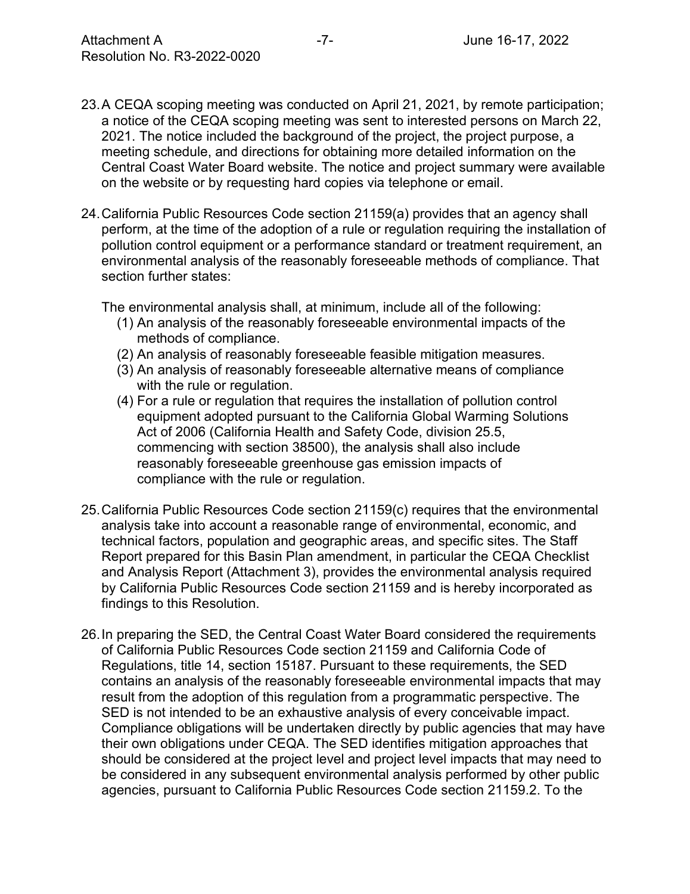23. A CEQA scoping meeting was conducted on April 21, 2021, by remote participation; a notice of the CEQA scoping meeting was sent to interested persons on March 22, 2021. The notice included the background of the project, the project purpose, a meeting schedule, and directions for obtaining more detailed information on the Central Coast Water Board website. The notice and project summary were available on the website or by requesting hard copies via telephone or email.

24. California Public Resources Code section 21159(a) provides that an agency shall perform, at the time of the adoption of a rule or regulation requiring the installation of pollution control equipment or a performance standard or treatment requirement, an environmental analysis of the reasonably foreseeable methods of compliance. That section further states:

    The environmental analysis shall, at minimum, include all of the following:

    (1) An analysis of the reasonably foreseeable environmental impacts of the methods of compliance.
    (2) An analysis of reasonably foreseeable feasible mitigation measures.
    (3) An analysis of reasonably foreseeable alternative means of compliance with the rule or regulation.
    (4) For a rule or regulation that requires the installation of pollution control equipment adopted pursuant to the California Global Warming Solutions Act of 2006 (California Health and Safety Code, division 25.5, commencing with section 38500), the analysis shall also include reasonably foreseeable greenhouse gas emission impacts of compliance with the rule or regulation.

25. California Public Resources Code section 21159(c) requires that the environmental analysis take into account a reasonable range of environmental, economic, and technical factors, population and geographic areas, and specific sites. The Staff Report prepared for this Basin Plan amendment, in particular the CEQA Checklist and Analysis Report (Attachment 3), provides the environmental analysis required by California Public Resources Code section 21159 and is hereby incorporated as findings to this Resolution.

26. In preparing the SED, the Central Coast Water Board considered the requirements of California Public Resources Code section 21159 and California Code of Regulations, title 14, section 15187. Pursuant to these requirements, the SED contains an analysis of the reasonably foreseeable environmental impacts that may result from the adoption of this regulation from a programmatic perspective. The SED is not intended to be an exhaustive analysis of every conceivable impact. Compliance obligations will be undertaken directly by public agencies that may have their own obligations under CEQA. The SED identifies mitigation approaches that should be considered at the project level and project level impacts that may need to be considered in any subsequent environmental analysis performed by other public agencies, pursuant to California Public Resources Code section 21159.2. To the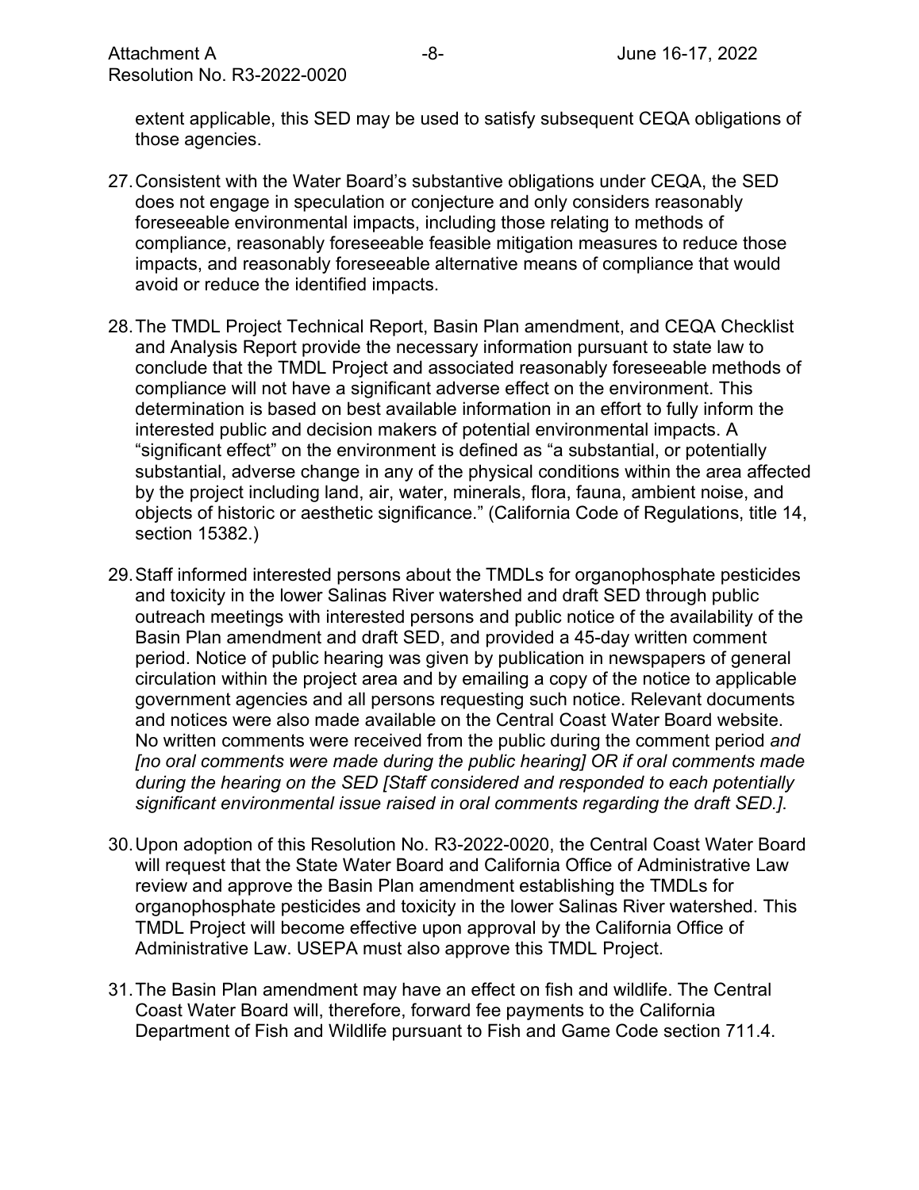extent applicable, this SED may be used to satisfy subsequent CEQA obligations of those agencies.

27. Consistent with the Water Board's substantive obligations under CEQA, the SED does not engage in speculation or conjecture and only considers reasonably foreseeable environmental impacts, including those relating to methods of compliance, reasonably foreseeable feasible mitigation measures to reduce those impacts, and reasonably foreseeable alternative means of compliance that would avoid or reduce the identified impacts.

28. The TMDL Project Technical Report, Basin Plan amendment, and CEQA Checklist and Analysis Report provide the necessary information pursuant to state law to conclude that the TMDL Project and associated reasonably foreseeable methods of compliance will not have a significant adverse effect on the environment. This determination is based on best available information in an effort to fully inform the interested public and decision makers of potential environmental impacts. A "significant effect" on the environment is defined as "a substantial, or potentially substantial, adverse change in any of the physical conditions within the area affected by the project including land, air, water, minerals, flora, fauna, ambient noise, and objects of historic or aesthetic significance." (California Code of Regulations, title 14, section 15382.)

29. Staff informed interested persons about the TMDLs for organophosphate pesticides and toxicity in the lower Salinas River watershed and draft SED through public outreach meetings with interested persons and public notice of the availability of the Basin Plan amendment and draft SED, and provided a 45-day written comment period. Notice of public hearing was given by publication in newspapers of general circulation within the project area and by emailing a copy of the notice to applicable government agencies and all persons requesting such notice. Relevant documents and notices were also made available on the Central Coast Water Board website. No written comments were received from the public during the comment period *and [no oral comments were made during the public hearing] OR if oral comments made during the hearing on the SED [Staff considered and responded to each potentially significant environmental issue raised in oral comments regarding the draft SED.]*.

30. Upon adoption of this Resolution No. R3-2022-0020, the Central Coast Water Board will request that the State Water Board and California Office of Administrative Law review and approve the Basin Plan amendment establishing the TMDLs for organophosphate pesticides and toxicity in the lower Salinas River watershed. This TMDL Project will become effective upon approval by the California Office of Administrative Law. USEPA must also approve this TMDL Project.

31. The Basin Plan amendment may have an effect on fish and wildlife. The Central Coast Water Board will, therefore, forward fee payments to the California Department of Fish and Wildlife pursuant to Fish and Game Code section 711.4.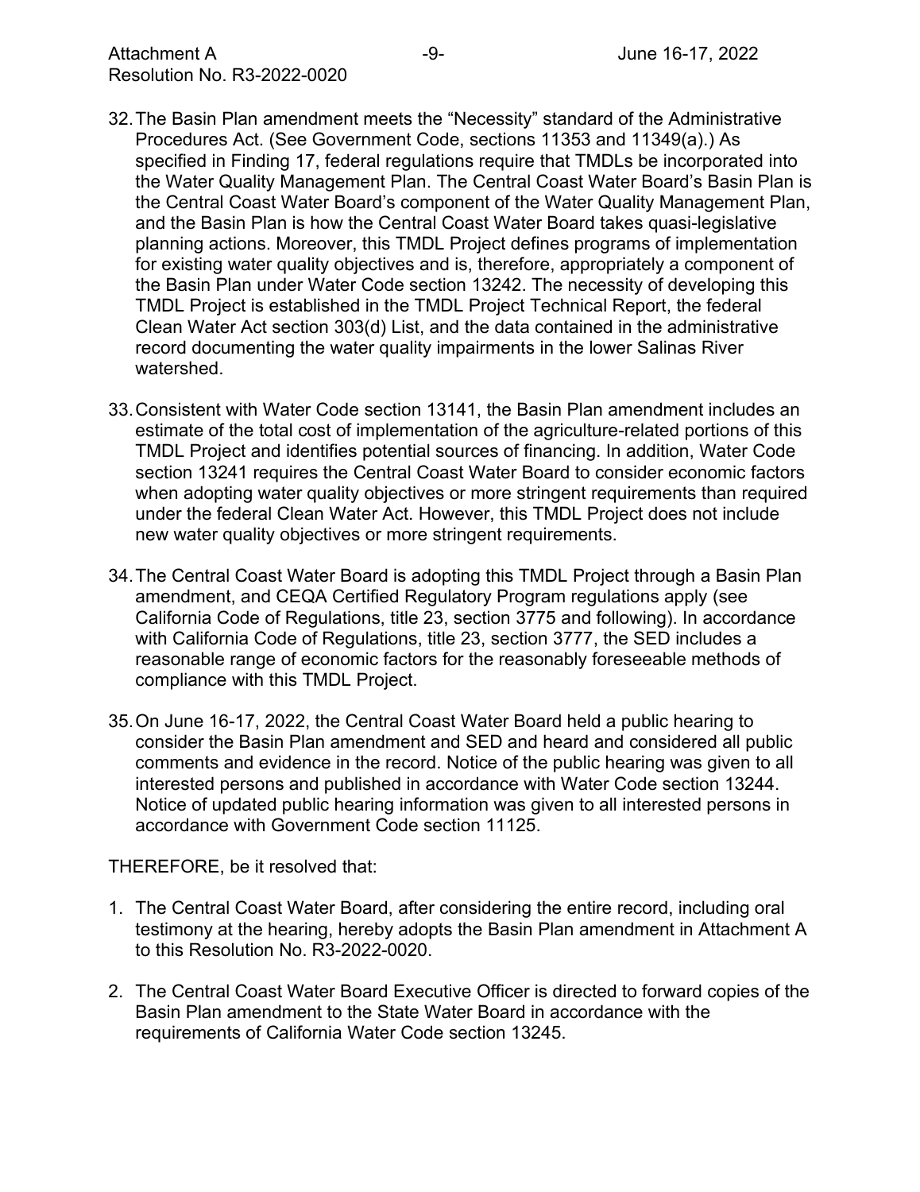32. The Basin Plan amendment meets the "Necessity" standard of the Administrative Procedures Act. (See Government Code, sections 11353 and 11349(a).) As specified in Finding 17, federal regulations require that TMDLs be incorporated into the Water Quality Management Plan. The Central Coast Water Board's Basin Plan is the Central Coast Water Board's component of the Water Quality Management Plan, and the Basin Plan is how the Central Coast Water Board takes quasi-legislative planning actions. Moreover, this TMDL Project defines programs of implementation for existing water quality objectives and is, therefore, appropriately a component of the Basin Plan under Water Code section 13242. The necessity of developing this TMDL Project is established in the TMDL Project Technical Report, the federal Clean Water Act section 303(d) List, and the data contained in the administrative record documenting the water quality impairments in the lower Salinas River watershed.

33. Consistent with Water Code section 13141, the Basin Plan amendment includes an estimate of the total cost of implementation of the agriculture-related portions of this TMDL Project and identifies potential sources of financing. In addition, Water Code section 13241 requires the Central Coast Water Board to consider economic factors when adopting water quality objectives or more stringent requirements than required under the federal Clean Water Act. However, this TMDL Project does not include new water quality objectives or more stringent requirements.

34. The Central Coast Water Board is adopting this TMDL Project through a Basin Plan amendment, and CEQA Certified Regulatory Program regulations apply (see California Code of Regulations, title 23, section 3775 and following). In accordance with California Code of Regulations, title 23, section 3777, the SED includes a reasonable range of economic factors for the reasonably foreseeable methods of compliance with this TMDL Project.

35. On June 16-17, 2022, the Central Coast Water Board held a public hearing to consider the Basin Plan amendment and SED and heard and considered all public comments and evidence in the record. Notice of the public hearing was given to all interested persons and published in accordance with Water Code section 13244. Notice of updated public hearing information was given to all interested persons in accordance with Government Code section 11125.

THEREFORE, be it resolved that:

1. The Central Coast Water Board, after considering the entire record, including oral testimony at the hearing, hereby adopts the Basin Plan amendment in Attachment A to this Resolution No. R3-2022-0020.

2. The Central Coast Water Board Executive Officer is directed to forward copies of the Basin Plan amendment to the State Water Board in accordance with the requirements of California Water Code section 13245.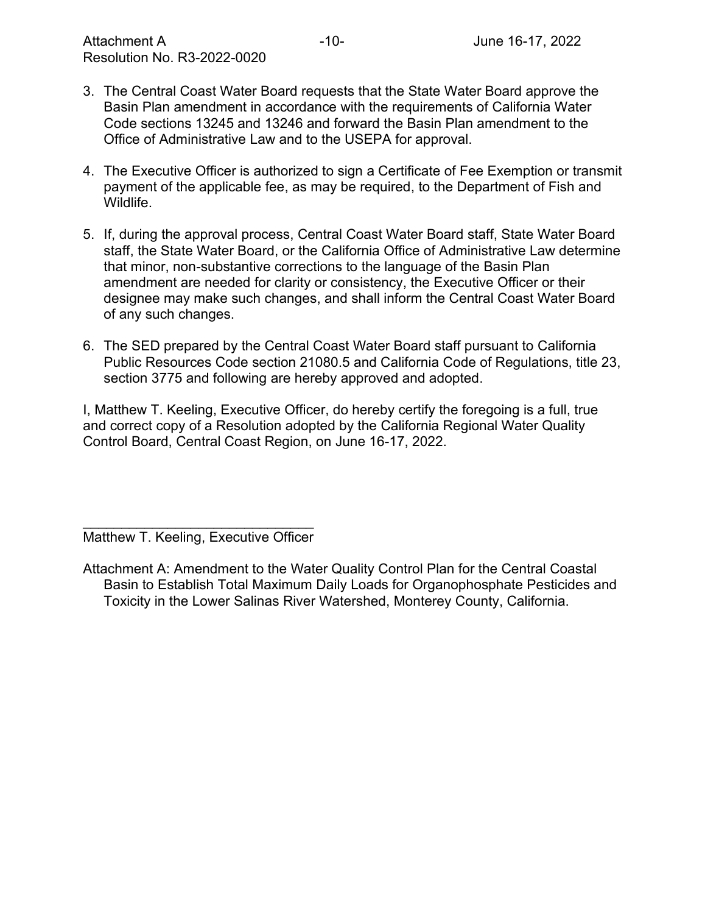3. The Central Coast Water Board requests that the State Water Board approve the Basin Plan amendment in accordance with the requirements of California Water Code sections 13245 and 13246 and forward the Basin Plan amendment to the Office of Administrative Law and to the USEPA for approval.

4. The Executive Officer is authorized to sign a Certificate of Fee Exemption or transmit payment of the applicable fee, as may be required, to the Department of Fish and Wildlife.

5. If, during the approval process, Central Coast Water Board staff, State Water Board staff, the State Water Board, or the California Office of Administrative Law determine that minor, non-substantive corrections to the language of the Basin Plan amendment are needed for clarity or consistency, the Executive Officer or their designee may make such changes, and shall inform the Central Coast Water Board of any such changes.

6. The SED prepared by the Central Coast Water Board staff pursuant to California Public Resources Code section 21080.5 and California Code of Regulations, title 23, section 3775 and following are hereby approved and adopted.

I, Matthew T. Keeling, Executive Officer, do hereby certify the foregoing is a full, true and correct copy of a Resolution adopted by the California Regional Water Quality Control Board, Central Coast Region, on June 16-17, 2022.

______________________________
Matthew T. Keeling, Executive Officer

Attachment A: Amendment to the Water Quality Control Plan for the Central Coastal Basin to Establish Total Maximum Daily Loads for Organophosphate Pesticides and Toxicity in the Lower Salinas River Watershed, Monterey County, California.